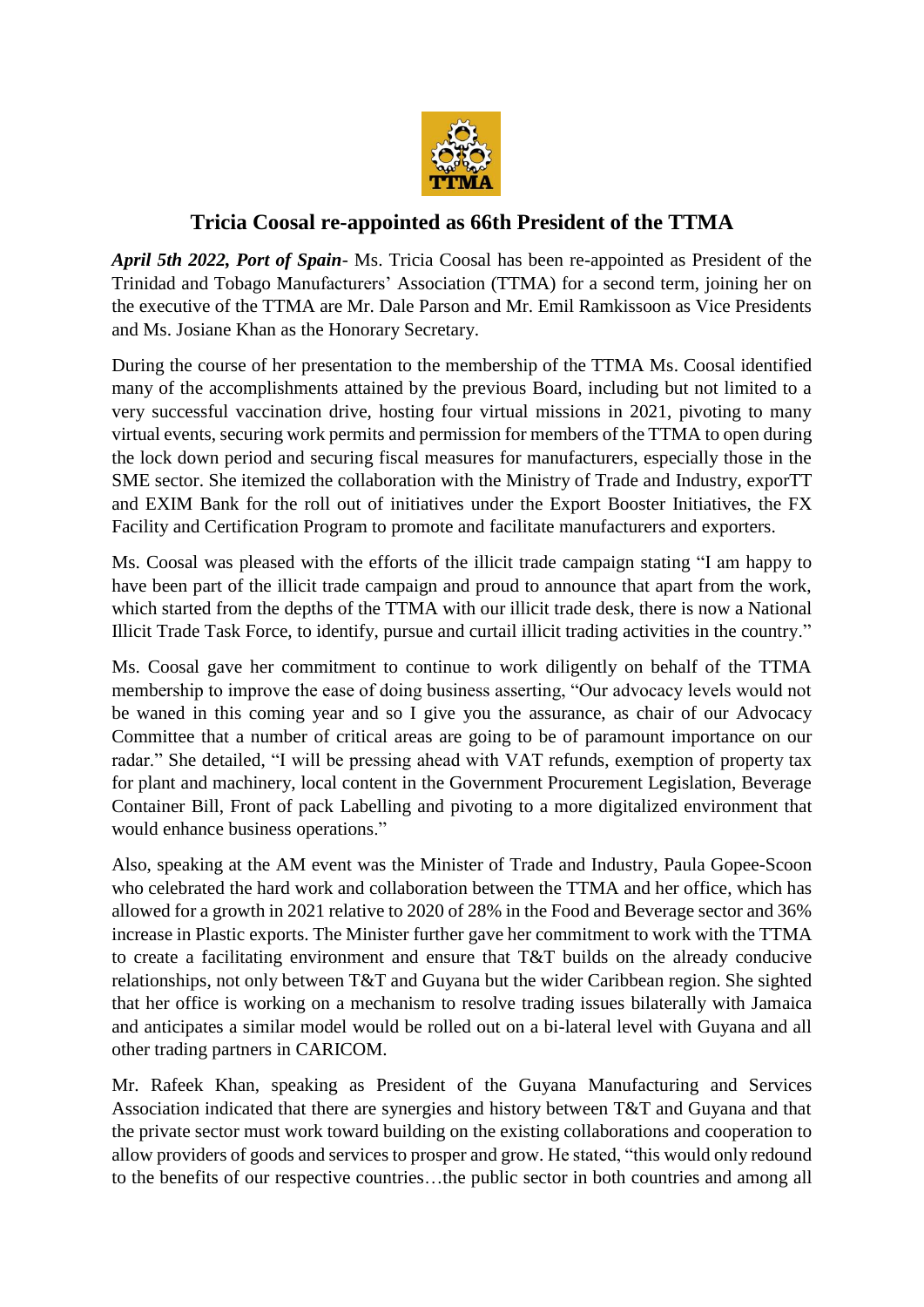# Tricia Coosal re-appointed as 66th President of the TTMA

***April 5th 2022, Port of Spain***- Ms. Tricia Coosal has been re-appointed as President of the Trinidad and Tobago Manufacturers' Association (TTMA) for a second term, joining her on the executive of the TTMA are Mr. Dale Parson and Mr. Emil Ramkissoon as Vice Presidents and Ms. Josiane Khan as the Honorary Secretary.

During the course of her presentation to the membership of the TTMA Ms. Coosal identified many of the accomplishments attained by the previous Board, including but not limited to a very successful vaccination drive, hosting four virtual missions in 2021, pivoting to many virtual events, securing work permits and permission for members of the TTMA to open during the lock down period and securing fiscal measures for manufacturers, especially those in the SME sector. She itemized the collaboration with the Ministry of Trade and Industry, exporTT and EXIM Bank for the roll out of initiatives under the Export Booster Initiatives, the FX Facility and Certification Program to promote and facilitate manufacturers and exporters.

Ms. Coosal was pleased with the efforts of the illicit trade campaign stating "I am happy to have been part of the illicit trade campaign and proud to announce that apart from the work, which started from the depths of the TTMA with our illicit trade desk, there is now a National Illicit Trade Task Force, to identify, pursue and curtail illicit trading activities in the country."

Ms. Coosal gave her commitment to continue to work diligently on behalf of the TTMA membership to improve the ease of doing business asserting, "Our advocacy levels would not be waned in this coming year and so I give you the assurance, as chair of our Advocacy Committee that a number of critical areas are going to be of paramount importance on our radar." She detailed, "I will be pressing ahead with VAT refunds, exemption of property tax for plant and machinery, local content in the Government Procurement Legislation, Beverage Container Bill, Front of pack Labelling and pivoting to a more digitalized environment that would enhance business operations."

Also, speaking at the AM event was the Minister of Trade and Industry, Paula Gopee-Scoon who celebrated the hard work and collaboration between the TTMA and her office, which has allowed for a growth in 2021 relative to 2020 of 28% in the Food and Beverage sector and 36% increase in Plastic exports. The Minister further gave her commitment to work with the TTMA to create a facilitating environment and ensure that T&T builds on the already conducive relationships, not only between T&T and Guyana but the wider Caribbean region. She sighted that her office is working on a mechanism to resolve trading issues bilaterally with Jamaica and anticipates a similar model would be rolled out on a bi-lateral level with Guyana and all other trading partners in CARICOM.

Mr. Rafeek Khan, speaking as President of the Guyana Manufacturing and Services Association indicated that there are synergies and history between T&T and Guyana and that the private sector must work toward building on the existing collaborations and cooperation to allow providers of goods and services to prosper and grow. He stated, "this would only redound to the benefits of our respective countries…the public sector in both countries and among all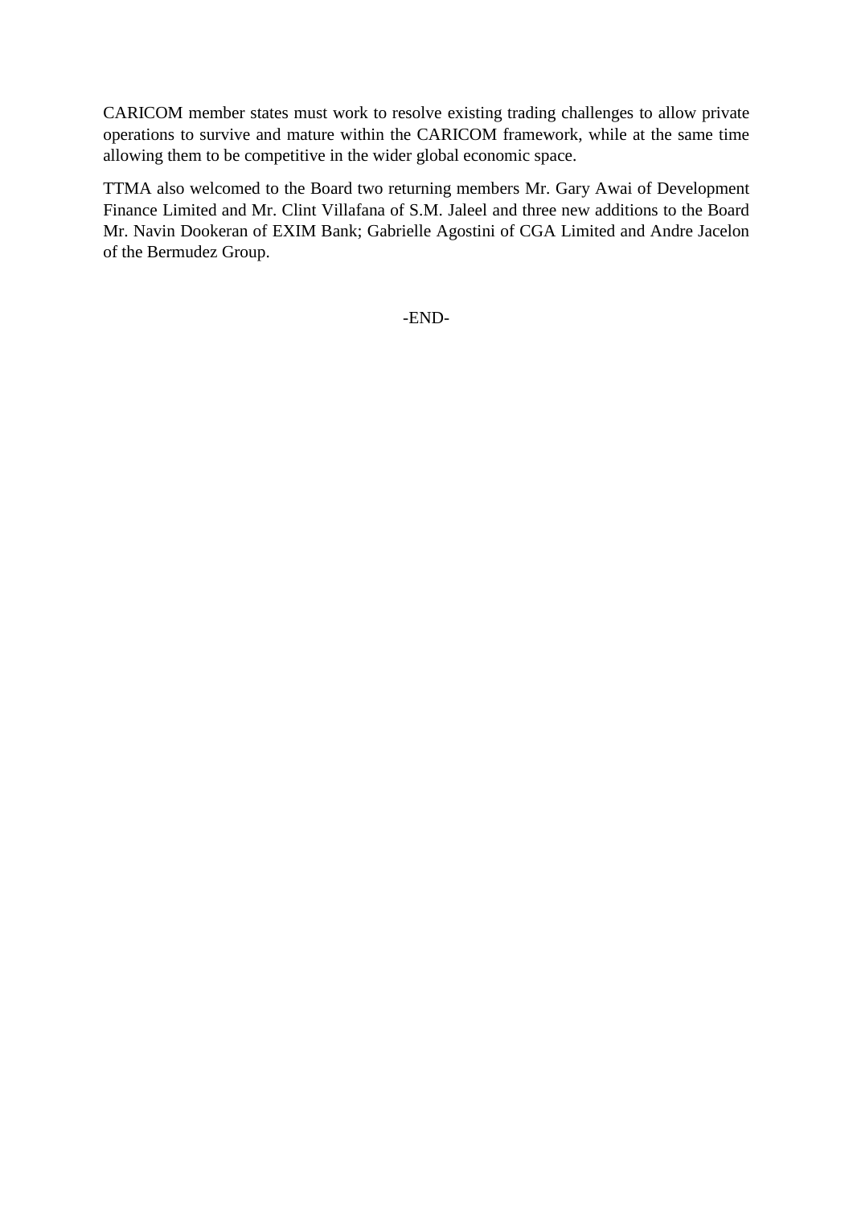CARICOM member states must work to resolve existing trading challenges to allow private operations to survive and mature within the CARICOM framework, while at the same time allowing them to be competitive in the wider global economic space.

TTMA also welcomed to the Board two returning members Mr. Gary Awai of Development Finance Limited and Mr. Clint Villafana of S.M. Jaleel and three new additions to the Board Mr. Navin Dookeran of EXIM Bank; Gabrielle Agostini of CGA Limited and Andre Jacelon of the Bermudez Group.

-END-